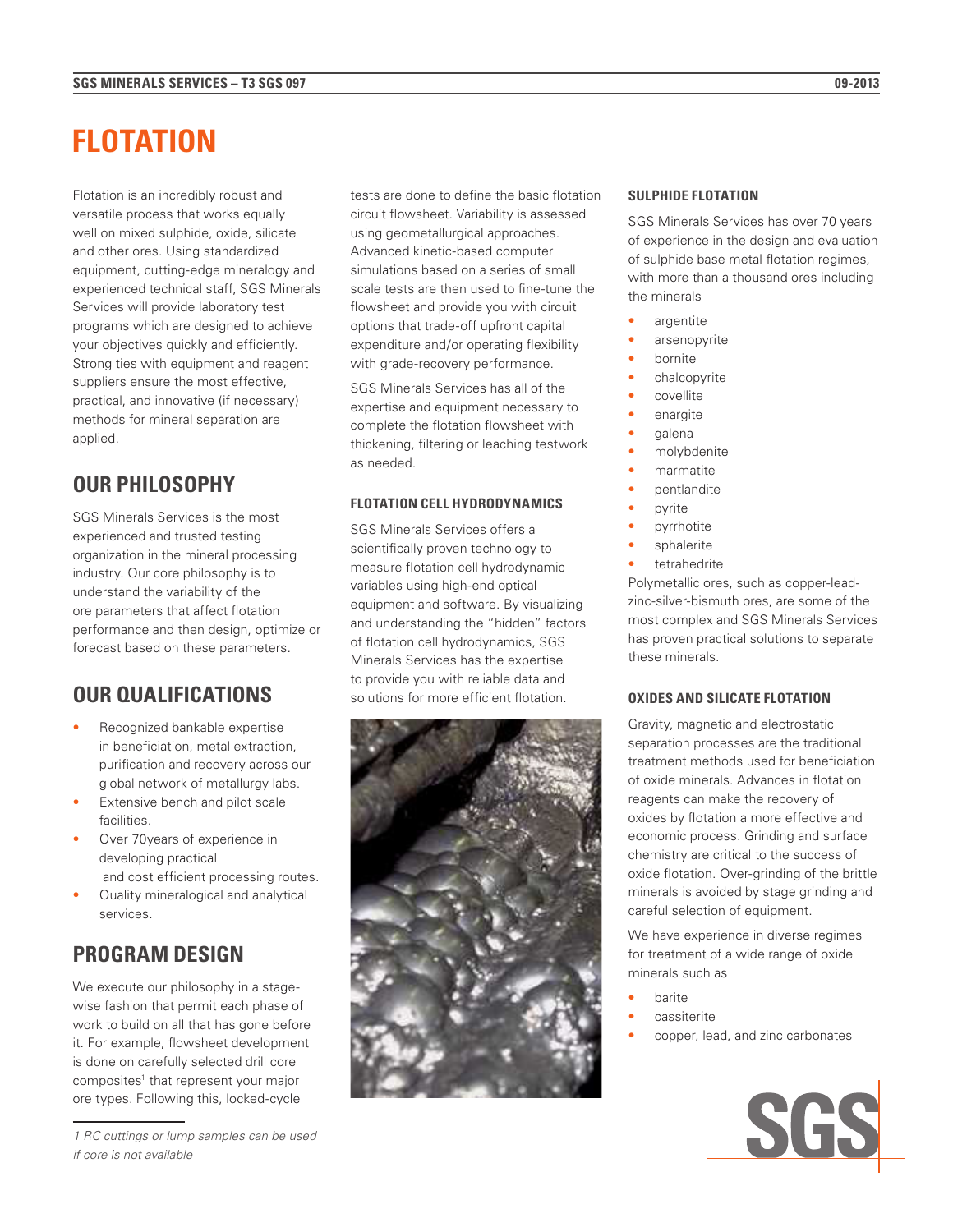// Header omitted: SGS MINERALS SERVICES – T3 SGS 097 / 09-2013

# FLOTATION

Flotation is an incredibly robust and versatile process that works equally well on mixed sulphide, oxide, silicate and other ores. Using standardized equipment, cutting-edge mineralogy and experienced technical staff, SGS Minerals Services will provide laboratory test programs which are designed to achieve your objectives quickly and efficiently. Strong ties with equipment and reagent suppliers ensure the most effective, practical, and innovative (if necessary) methods for mineral separation are applied.

## OUR PHILOSOPHY

SGS Minerals Services is the most experienced and trusted testing organization in the mineral processing industry. Our core philosophy is to understand the variability of the ore parameters that affect flotation performance and then design, optimize or forecast based on these parameters.

## OUR QUALIFICATIONS

- Recognized bankable expertise in beneficiation, metal extraction, purification and recovery across our global network of metallurgy labs.
- Extensive bench and pilot scale facilities.
- Over 70years of experience in developing practical and cost efficient processing routes.
- Quality mineralogical and analytical services.

## PROGRAM DESIGN

We execute our philosophy in a stage-wise fashion that permit each phase of work to build on all that has gone before it. For example, flowsheet development is done on carefully selected drill core composites[1] that represent your major ore types. Following this, locked-cycle tests are done to define the basic flotation circuit flowsheet. Variability is assessed using geometallurgical approaches. Advanced kinetic-based computer simulations based on a series of small scale tests are then used to fine-tune the flowsheet and provide you with circuit options that trade-off upfront capital expenditure and/or operating flexibility with grade-recovery performance.

SGS Minerals Services has all of the expertise and equipment necessary to complete the flotation flowsheet with thickening, filtering or leaching testwork as needed.

*1 RC cuttings or lump samples can be used if core is not available*

### FLOTATION CELL HYDRODYNAMICS

SGS Minerals Services offers a scientifically proven technology to measure flotation cell hydrodynamic variables using high-end optical equipment and software. By visualizing and understanding the "hidden" factors of flotation cell hydrodynamics, SGS Minerals Services has the expertise to provide you with reliable data and solutions for more efficient flotation.

### SULPHIDE FLOTATION

SGS Minerals Services has over 70 years of experience in the design and evaluation of sulphide base metal flotation regimes, with more than a thousand ores including the minerals

- argentite
- arsenopyrite
- bornite
- chalcopyrite
- covellite
- enargite
- galena
- molybdenite
- marmatite
- pentlandite
- pyrite
- pyrrhotite
- sphalerite
- tetrahedrite

Polymetallic ores, such as copper-lead-zinc-silver-bismuth ores, are some of the most complex and SGS Minerals Services has proven practical solutions to separate these minerals.

### OXIDES AND SILICATE FLOTATION

Gravity, magnetic and electrostatic separation processes are the traditional treatment methods used for beneficiation of oxide minerals. Advances in flotation reagents can make the recovery of oxides by flotation a more effective and economic process. Grinding and surface chemistry are critical to the success of oxide flotation. Over-grinding of the brittle minerals is avoided by stage grinding and careful selection of equipment.

We have experience in diverse regimes for treatment of a wide range of oxide minerals such as

- barite
- cassiterite
- copper, lead, and zinc carbonates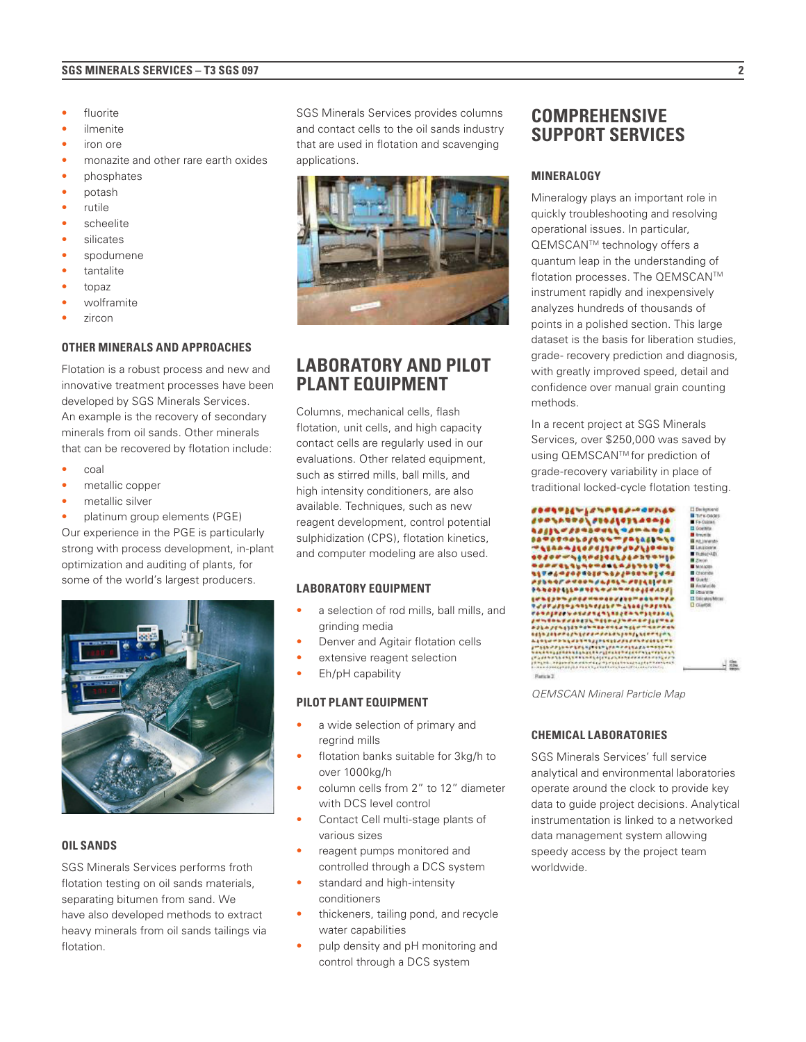- fluorite
- ilmenite
- iron ore
- monazite and other rare earth oxides
- phosphates
- potash
- rutile
- scheelite
- silicates
- spodumene
- tantalite
- topaz
- wolframite
- zircon

### OTHER MINERALS AND APPROACHES

Flotation is a robust process and new and innovative treatment processes have been developed by SGS Minerals Services. An example is the recovery of secondary minerals from oil sands. Other minerals that can be recovered by flotation include:

- coal
- metallic copper
- metallic silver
- platinum group elements (PGE)

Our experience in the PGE is particularly strong with process development, in-plant optimization and auditing of plants, for some of the world's largest producers.

### OIL SANDS

SGS Minerals Services performs froth flotation testing on oil sands materials, separating bitumen from sand. We have also developed methods to extract heavy minerals from oil sands tailings via flotation.

SGS Minerals Services provides columns and contact cells to the oil sands industry that are used in flotation and scavenging applications.

## LABORATORY AND PILOT PLANT EQUIPMENT

Columns, mechanical cells, flash flotation, unit cells, and high capacity contact cells are regularly used in our evaluations. Other related equipment, such as stirred mills, ball mills, and high intensity conditioners, are also available. Techniques, such as new reagent development, control potential sulphidization (CPS), flotation kinetics, and computer modeling are also used.

### LABORATORY EQUIPMENT

- a selection of rod mills, ball mills, and grinding media
- Denver and Agitair flotation cells
- extensive reagent selection
- Eh/pH capability

### PILOT PLANT EQUIPMENT

- a wide selection of primary and regrind mills
- flotation banks suitable for 3kg/h to over 1000kg/h
- column cells from 2" to 12" diameter with DCS level control
- Contact Cell multi-stage plants of various sizes
- reagent pumps monitored and controlled through a DCS system
- standard and high-intensity conditioners
- thickeners, tailing pond, and recycle water capabilities
- pulp density and pH monitoring and control through a DCS system

## COMPREHENSIVE SUPPORT SERVICES

### MINERALOGY

Mineralogy plays an important role in quickly troubleshooting and resolving operational issues. In particular, QEMSCAN™ technology offers a quantum leap in the understanding of flotation processes. The QEMSCAN™ instrument rapidly and inexpensively analyzes hundreds of thousands of points in a polished section. This large dataset is the basis for liberation studies, grade- recovery prediction and diagnosis, with greatly improved speed, detail and confidence over manual grain counting methods.

In a recent project at SGS Minerals Services, over $250,000 was saved by using QEMSCAN™ for prediction of grade-recovery variability in place of traditional locked-cycle flotation testing.

*QEMSCAN Mineral Particle Map*

### CHEMICAL LABORATORIES

SGS Minerals Services' full service analytical and environmental laboratories operate around the clock to provide key data to guide project decisions. Analytical instrumentation is linked to a networked data management system allowing speedy access by the project team worldwide.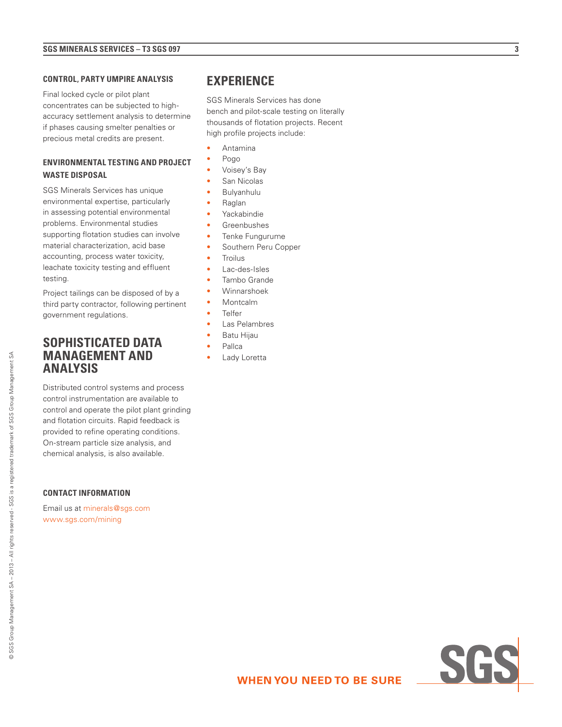### CONTROL, PARTY UMPIRE ANALYSIS

Final locked cycle or pilot plant concentrates can be subjected to high-accuracy settlement analysis to determine if phases causing smelter penalties or precious metal credits are present.

### ENVIRONMENTAL TESTING AND PROJECT WASTE DISPOSAL

SGS Minerals Services has unique environmental expertise, particularly in assessing potential environmental problems. Environmental studies supporting flotation studies can involve material characterization, acid base accounting, process water toxicity, leachate toxicity testing and effluent testing.

Project tailings can be disposed of by a third party contractor, following pertinent government regulations.

## SOPHISTICATED DATA MANAGEMENT AND ANALYSIS

Distributed control systems and process control instrumentation are available to control and operate the pilot plant grinding and flotation circuits. Rapid feedback is provided to refine operating conditions. On-stream particle size analysis, and chemical analysis, is also available.

### CONTACT INFORMATION

Email us at minerals@sgs.com
www.sgs.com/mining

## EXPERIENCE

SGS Minerals Services has done bench and pilot-scale testing on literally thousands of flotation projects. Recent high profile projects include:

- Antamina
- Pogo
- Voisey's Bay
- San Nicolas
- Bulyanhulu
- Raglan
- Yackabindie
- Greenbushes
- Tenke Fungurume
- Southern Peru Copper
- Troilus
- Lac-des-Isles
- Tambo Grande
- Winnarshoek
- Montcalm
- Telfer
- Las Pelambres
- Batu Hijau
- Pallca
- Lady Loretta

WHEN YOU NEED TO BE SURE

© SGS Group Management SA – 2013 – All rights reserved - SGS is a registered trademark of SGS Group Management SA